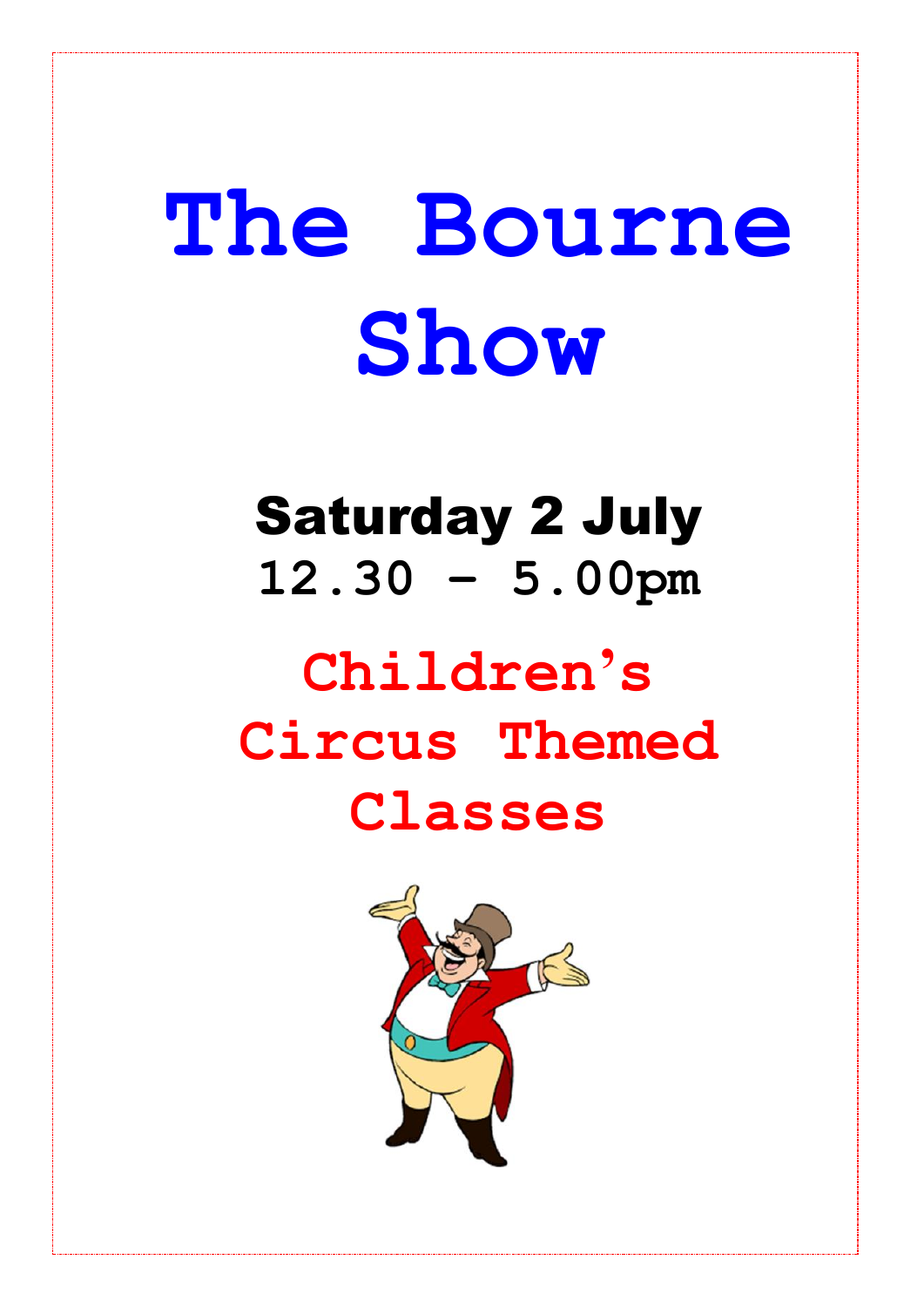# The Bourne Show

## Saturday 2 July

**12.30 – 5.00pm**

## Children's Circus Themed Classes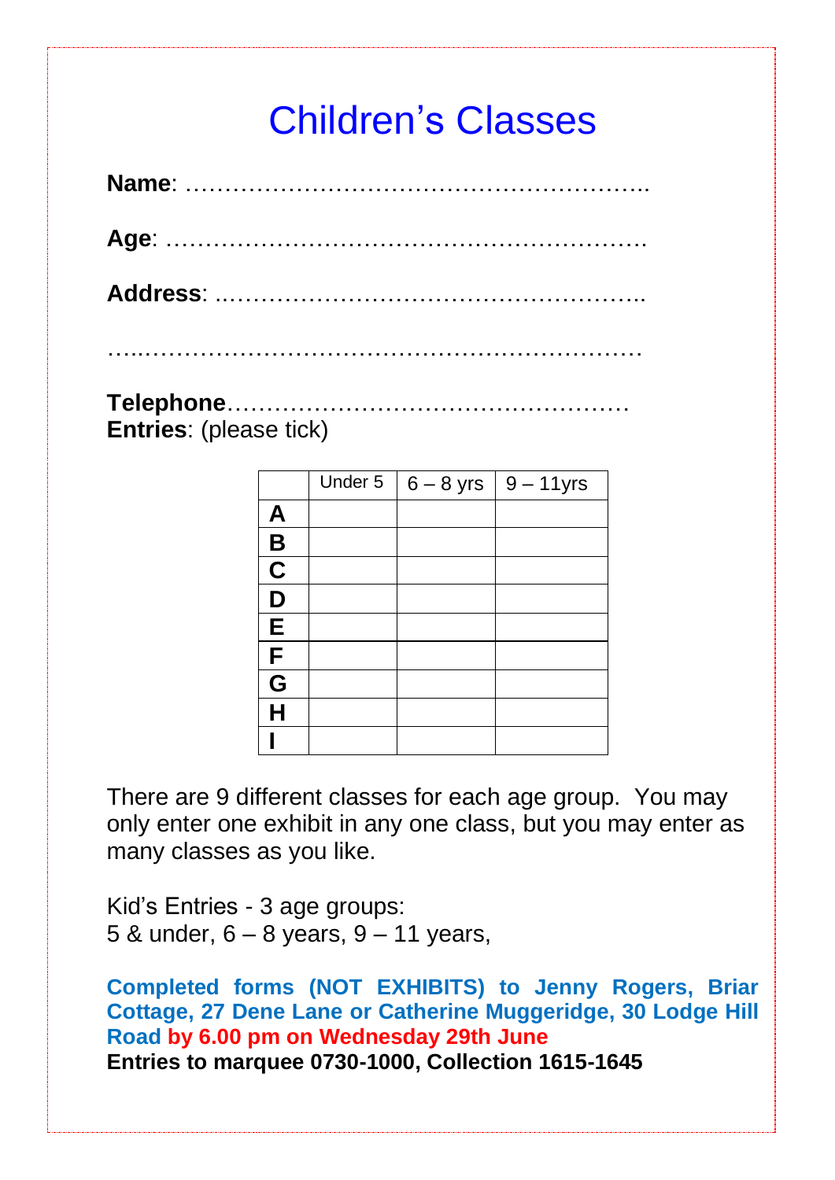# Children's Classes

**Name**: …………………………………………………..

**Age**: ……………………………………………………

**Address**: ..……………………………………………..

…..…………………………………………………………

**Telephone**……………………………………………
**Entries**: (please tick)

| | Under 5 | 6 – 8 yrs | 9 – 11yrs |
|---|---|---|---|
| **A** | | | |
| **B** | | | |
| **C** | | | |
| **D** | | | |
| **E** | | | |
| **F** | | | |
| **G** | | | |
| **H** | | | |
| **I** | | | |

There are 9 different classes for each age group. You may only enter one exhibit in any one class, but you may enter as many classes as you like.

Kid's Entries - 3 age groups:
5 & under, 6 – 8 years, 9 – 11 years,

**Completed forms (NOT EXHIBITS) to Jenny Rogers, Briar Cottage, 27 Dene Lane or Catherine Muggeridge, 30 Lodge Hill Road by 6.00 pm on Wednesday 29th June**
**Entries to marquee 0730-1000, Collection 1615-1645**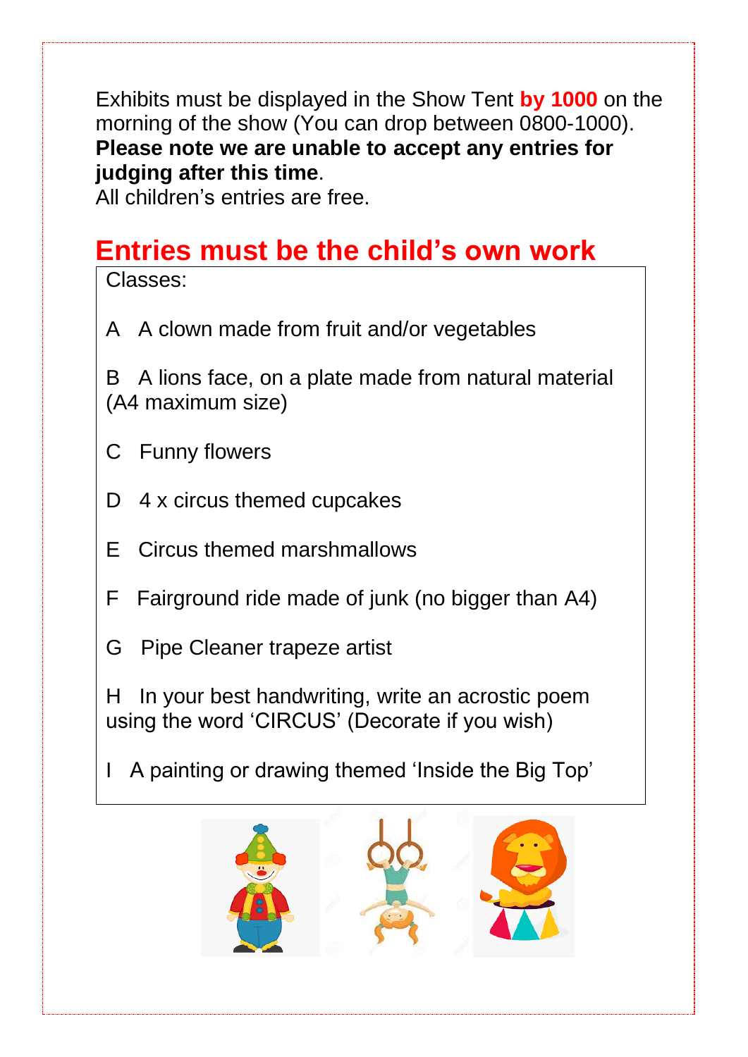Exhibits must be displayed in the Show Tent **by 1000** on the morning of the show (You can drop between 0800-1000). **Please note we are unable to accept any entries for judging after this time**.
All children's entries are free.

## Entries must be the child's own work

Classes:

A A clown made from fruit and/or vegetables

B A lions face, on a plate made from natural material (A4 maximum size)

C Funny flowers

D 4 x circus themed cupcakes

E Circus themed marshmallows

F Fairground ride made of junk (no bigger than A4)

G Pipe Cleaner trapeze artist

H In your best handwriting, write an acrostic poem using the word 'CIRCUS' (Decorate if you wish)

I A painting or drawing themed 'Inside the Big Top'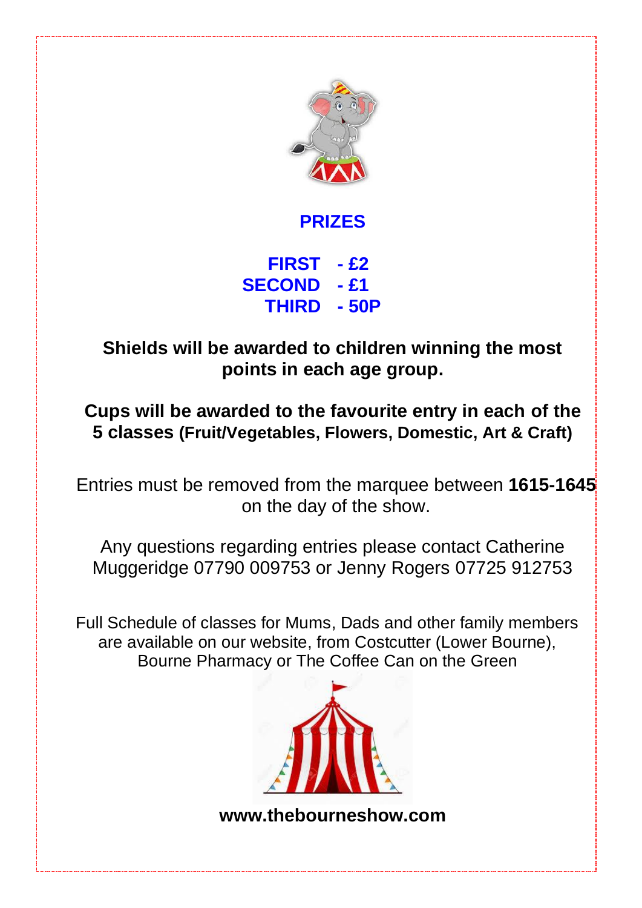## PRIZES

**FIRST - £2**
**SECOND - £1**
**THIRD - 50P**

**Shields will be awarded to children winning the most points in each age group.**

**Cups will be awarded to the favourite entry in each of the 5 classes (Fruit/Vegetables, Flowers, Domestic, Art & Craft)**

Entries must be removed from the marquee between **1615-1645** on the day of the show.

Any questions regarding entries please contact Catherine Muggeridge 07790 009753 or Jenny Rogers 07725 912753

Full Schedule of classes for Mums, Dads and other family members are available on our website, from Costcutter (Lower Bourne), Bourne Pharmacy or The Coffee Can on the Green

**www.thebourneshow.com**